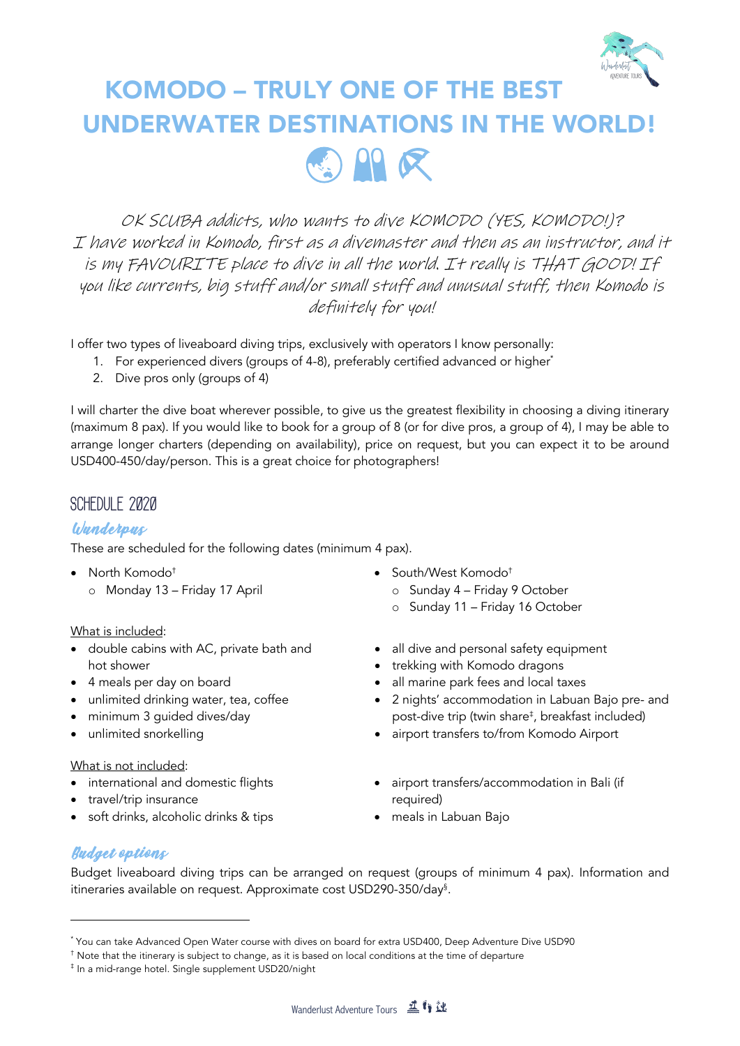# KOMODO – TRULY ONE OF THE BEST UNDERWATER DESTINATIONS IN THE WORLD!

*OK SCUBA addicts, who wants to dive KOMODO (YES, KOMODO!)? I have worked in Komodo, first as a divemaster and then as an instructor, and it is my FAVOURITE place to dive in all the world. It really is THAT GOOD! If you like currents, big stuff and/or small stuff and unusual stuff, then Komodo is definitely for you!*

I offer two types of liveaboard diving trips, exclusively with operators I know personally:

1. For experienced divers (groups of 4-8), preferably certified advanced or higher*
2. Dive pros only (groups of 4)

I will charter the dive boat wherever possible, to give us the greatest flexibility in choosing a diving itinerary (maximum 8 pax). If you would like to book for a group of 8 (or for dive pros, a group of 4), I may be able to arrange longer charters (depending on availability), price on request, but you can expect it to be around USD400-450/day/person. This is a great choice for photographers!

## SCHEDULE 2020

### Wanderpus

These are scheduled for the following dates (minimum 4 pax).

- North Komodo†
  - Monday 13 – Friday 17 April
- South/West Komodo†
  - Sunday 4 – Friday 9 October
  - Sunday 11 – Friday 16 October

<u>What is included</u>:

- double cabins with AC, private bath and hot shower
- 4 meals per day on board
- unlimited drinking water, tea, coffee
- minimum 3 guided dives/day
- unlimited snorkelling
- all dive and personal safety equipment
- trekking with Komodo dragons
- all marine park fees and local taxes
- 2 nights' accommodation in Labuan Bajo pre- and post-dive trip (twin share‡, breakfast included)
- airport transfers to/from Komodo Airport

<u>What is not included</u>:

- international and domestic flights
- travel/trip insurance
- soft drinks, alcoholic drinks & tips
- airport transfers/accommodation in Bali (if required)
- meals in Labuan Bajo

### Budget options

Budget liveaboard diving trips can be arranged on request (groups of minimum 4 pax). Information and itineraries available on request. Approximate cost USD290-350/day§.

---

* You can take Advanced Open Water course with dives on board for extra USD400, Deep Adventure Dive USD90

† Note that the itinerary is subject to change, as it is based on local conditions at the time of departure

‡ In a mid-range hotel. Single supplement USD20/night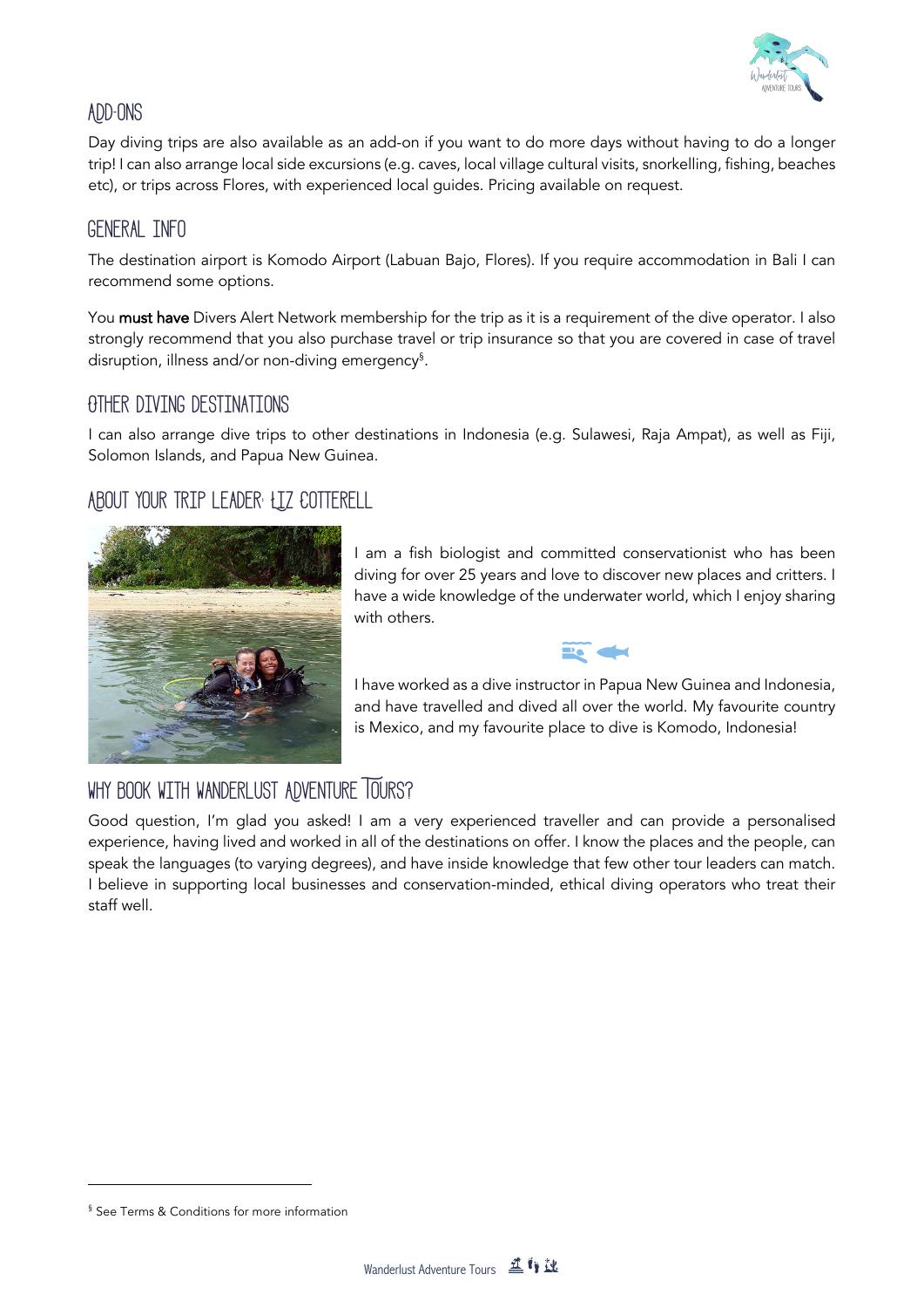## Add-ons

Day diving trips are also available as an add-on if you want to do more days without having to do a longer trip! I can also arrange local side excursions (e.g. caves, local village cultural visits, snorkelling, fishing, beaches etc), or trips across Flores, with experienced local guides. Pricing available on request.

## General Info

The destination airport is Komodo Airport (Labuan Bajo, Flores). If you require accommodation in Bali I can recommend some options.

You **must have** Divers Alert Network membership for the trip as it is a requirement of the dive operator. I also strongly recommend that you also purchase travel or trip insurance so that you are covered in case of travel disruption, illness and/or non-diving emergency[§].

## Other Diving Destinations

I can also arrange dive trips to other destinations in Indonesia (e.g. Sulawesi, Raja Ampat), as well as Fiji, Solomon Islands, and Papua New Guinea.

## About Your Trip Leader: Liz Cotterell

I am a fish biologist and committed conservationist who has been diving for over 25 years and love to discover new places and critters. I have a wide knowledge of the underwater world, which I enjoy sharing with others.

I have worked as a dive instructor in Papua New Guinea and Indonesia, and have travelled and dived all over the world. My favourite country is Mexico, and my favourite place to dive is Komodo, Indonesia!

## Why Book with Wanderlust Adventure Tours?

Good question, I'm glad you asked! I am a very experienced traveller and can provide a personalised experience, having lived and worked in all of the destinations on offer. I know the places and the people, can speak the languages (to varying degrees), and have inside knowledge that few other tour leaders can match. I believe in supporting local businesses and conservation-minded, ethical diving operators who treat their staff well.

---

[§] See Terms & Conditions for more information